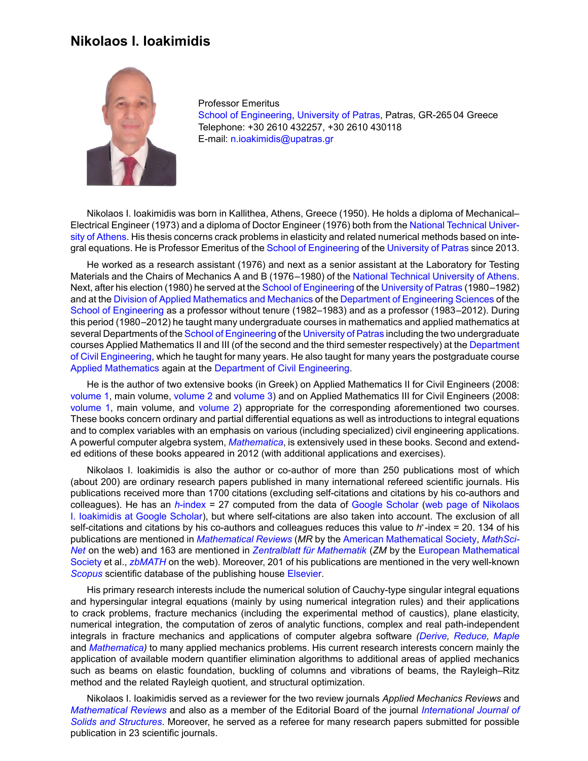# Nikolaos I. Ioakimidis

Professor Emeritus
School of Engineering, University of Patras, Patras, GR-265 04 Greece
Telephone: +30 2610 432257, +30 2610 430118
E-mail: n.ioakimidis@upatras.gr

Nikolaos I. Ioakimidis was born in Kallithea, Athens, Greece (1950). He holds a diploma of Mechanical–Electrical Engineer (1973) and a diploma of Doctor Engineer (1976) both from the National Technical University of Athens. His thesis concerns crack problems in elasticity and related numerical methods based on integral equations. He is Professor Emeritus of the School of Engineering of the University of Patras since 2013.

He worked as a research assistant (1976) and next as a senior assistant at the Laboratory for Testing Materials and the Chairs of Mechanics A and B (1976–1980) of the National Technical University of Athens. Next, after his election (1980) he served at the School of Engineering of the University of Patras (1980–1982) and at the Division of Applied Mathematics and Mechanics of the Department of Engineering Sciences of the School of Engineering as a professor without tenure (1982–1983) and as a professor (1983–2012). During this period (1980–2012) he taught many undergraduate courses in mathematics and applied mathematics at several Departments of the School of Engineering of the University of Patras including the two undergraduate courses Applied Mathematics II and III (of the second and the third semester respectively) at the Department of Civil Engineering, which he taught for many years. He also taught for many years the postgraduate course Applied Mathematics again at the Department of Civil Engineering.

He is the author of two extensive books (in Greek) on Applied Mathematics II for Civil Engineers (2008: volume 1, main volume, volume 2 and volume 3) and on Applied Mathematics III for Civil Engineers (2008: volume 1, main volume, and volume 2) appropriate for the corresponding aforementioned two courses. These books concern ordinary and partial differential equations as well as introductions to integral equations and to complex variables with an emphasis on various (including specialized) civil engineering applications. A powerful computer algebra system, *Mathematica*, is extensively used in these books. Second and extended editions of these books appeared in 2012 (with additional applications and exercises).

Nikolaos I. Ioakimidis is also the author or co-author of more than 250 publications most of which (about 200) are ordinary research papers published in many international refereed scientific journals. His publications received more than 1700 citations (excluding self-citations and citations by his co-authors and colleagues). He has an *h*-index = 27 computed from the data of Google Scholar (web page of Nikolaos I. Ioakimidis at Google Scholar), but where self-citations are also taken into account. The exclusion of all self-citations and citations by his co-authors and colleagues reduces this value to $h^*$-index = 20. 134 of his publications are mentioned in *Mathematical Reviews* (*MR* by the American Mathematical Society, *MathSciNet* on the web) and 163 are mentioned in *Zentralblatt für Mathematik* (*ZM* by the European Mathematical Society et al., *zbMATH* on the web). Moreover, 201 of his publications are mentioned in the very well-known *Scopus* scientific database of the publishing house Elsevier.

His primary research interests include the numerical solution of Cauchy-type singular integral equations and hypersingular integral equations (mainly by using numerical integration rules) and their applications to crack problems, fracture mechanics (including the experimental method of caustics), plane elasticity, numerical integration, the computation of zeros of analytic functions, complex and real path-independent integrals in fracture mechanics and applications of computer algebra software *(Derive, Reduce, Maple* and *Mathematica)* to many applied mechanics problems. His current research interests concern mainly the application of available modern quantifier elimination algorithms to additional areas of applied mechanics such as beams on elastic foundation, buckling of columns and vibrations of beams, the Rayleigh–Ritz method and the related Rayleigh quotient, and structural optimization.

Nikolaos I. Ioakimidis served as a reviewer for the two review journals *Applied Mechanics Reviews* and *Mathematical Reviews* and also as a member of the Editorial Board of the journal *International Journal of Solids and Structures*. Moreover, he served as a referee for many research papers submitted for possible publication in 23 scientific journals.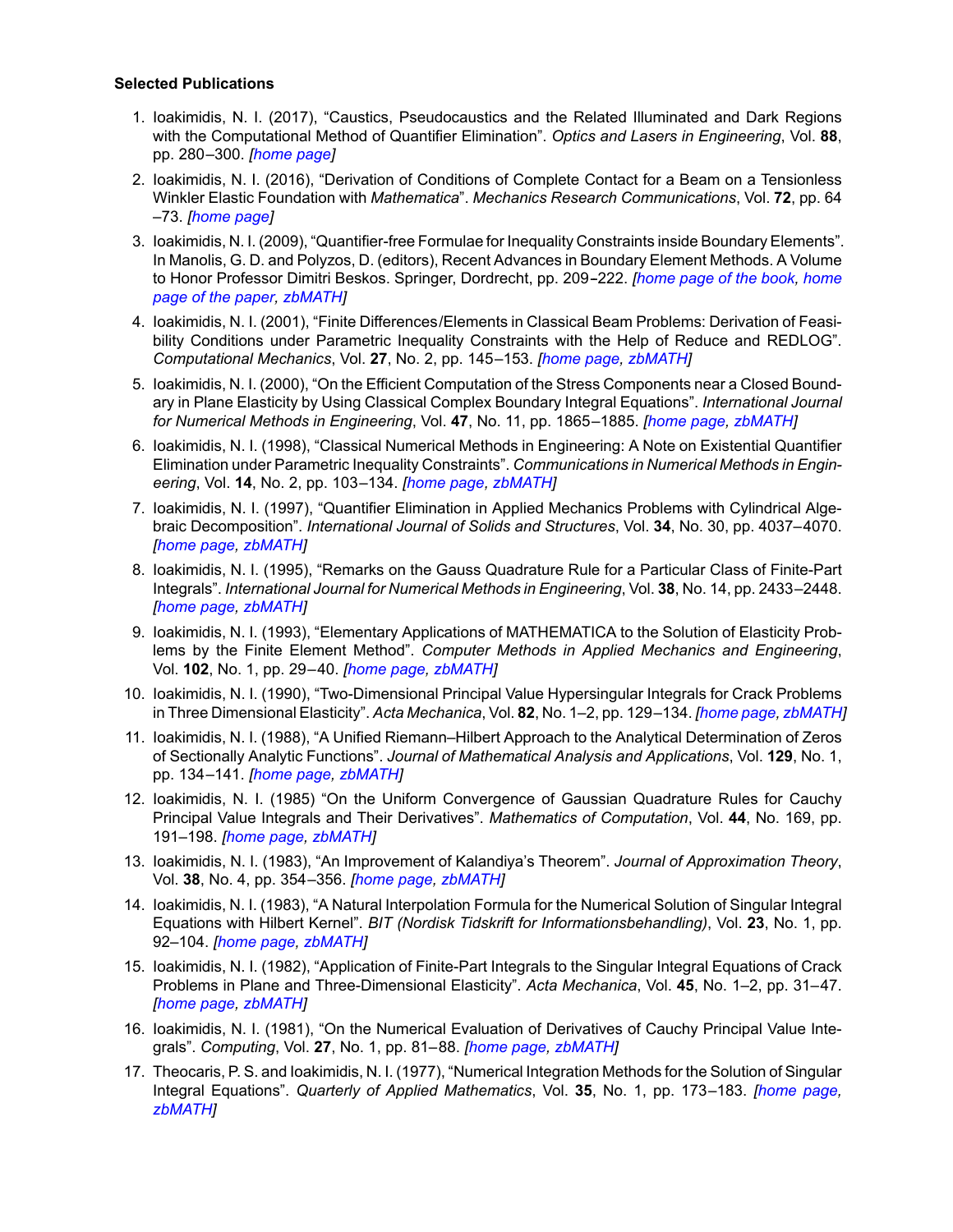**Selected Publications**

1. Ioakimidis, N. I. (2017), "Caustics, Pseudocaustics and the Related Illuminated and Dark Regions with the Computational Method of Quantifier Elimination". *Optics and Lasers in Engineering*, Vol. **88**, pp. 280–300. *[home page]*
2. Ioakimidis, N. I. (2016), "Derivation of Conditions of Complete Contact for a Beam on a Tensionless Winkler Elastic Foundation with *Mathematica*". *Mechanics Research Communications*, Vol. **72**, pp. 64–73. *[home page]*
3. Ioakimidis, N. I. (2009), "Quantifier-free Formulae for Inequality Constraints inside Boundary Elements". In Manolis, G. D. and Polyzos, D. (editors), Recent Advances in Boundary Element Methods. A Volume to Honor Professor Dimitri Beskos. Springer, Dordrecht, pp. 209–222. *[home page of the book, home page of the paper, zbMATH]*
4. Ioakimidis, N. I. (2001), "Finite Differences/Elements in Classical Beam Problems: Derivation of Feasibility Conditions under Parametric Inequality Constraints with the Help of Reduce and REDLOG". *Computational Mechanics*, Vol. **27**, No. 2, pp. 145–153. *[home page, zbMATH]*
5. Ioakimidis, N. I. (2000), "On the Efficient Computation of the Stress Components near a Closed Boundary in Plane Elasticity by Using Classical Complex Boundary Integral Equations". *International Journal for Numerical Methods in Engineering*, Vol. **47**, No. 11, pp. 1865–1885. *[home page, zbMATH]*
6. Ioakimidis, N. I. (1998), "Classical Numerical Methods in Engineering: A Note on Existential Quantifier Elimination under Parametric Inequality Constraints". *Communications in Numerical Methods in Engineering*, Vol. **14**, No. 2, pp. 103–134. *[home page, zbMATH]*
7. Ioakimidis, N. I. (1997), "Quantifier Elimination in Applied Mechanics Problems with Cylindrical Algebraic Decomposition". *International Journal of Solids and Structures*, Vol. **34**, No. 30, pp. 4037–4070. *[home page, zbMATH]*
8. Ioakimidis, N. I. (1995), "Remarks on the Gauss Quadrature Rule for a Particular Class of Finite-Part Integrals". *International Journal for Numerical Methods in Engineering*, Vol. **38**, No. 14, pp. 2433–2448. *[home page, zbMATH]*
9. Ioakimidis, N. I. (1993), "Elementary Applications of MATHEMATICA to the Solution of Elasticity Problems by the Finite Element Method". *Computer Methods in Applied Mechanics and Engineering*, Vol. **102**, No. 1, pp. 29–40. *[home page, zbMATH]*
10. Ioakimidis, N. I. (1990), "Two-Dimensional Principal Value Hypersingular Integrals for Crack Problems in Three Dimensional Elasticity". *Acta Mechanica*, Vol. **82**, No. 1–2, pp. 129–134. *[home page, zbMATH]*
11. Ioakimidis, N. I. (1988), "A Unified Riemann–Hilbert Approach to the Analytical Determination of Zeros of Sectionally Analytic Functions". *Journal of Mathematical Analysis and Applications*, Vol. **129**, No. 1, pp. 134–141. *[home page, zbMATH]*
12. Ioakimidis, N. I. (1985) "On the Uniform Convergence of Gaussian Quadrature Rules for Cauchy Principal Value Integrals and Their Derivatives". *Mathematics of Computation*, Vol. **44**, No. 169, pp. 191–198. *[home page, zbMATH]*
13. Ioakimidis, N. I. (1983), "An Improvement of Kalandiya's Theorem". *Journal of Approximation Theory*, Vol. **38**, No. 4, pp. 354–356. *[home page, zbMATH]*
14. Ioakimidis, N. I. (1983), "A Natural Interpolation Formula for the Numerical Solution of Singular Integral Equations with Hilbert Kernel". *BIT (Nordisk Tidskrift for Informationsbehandling)*, Vol. **23**, No. 1, pp. 92–104. *[home page, zbMATH]*
15. Ioakimidis, N. I. (1982), "Application of Finite-Part Integrals to the Singular Integral Equations of Crack Problems in Plane and Three-Dimensional Elasticity". *Acta Mechanica*, Vol. **45**, No. 1–2, pp. 31–47. *[home page, zbMATH]*
16. Ioakimidis, N. I. (1981), "On the Numerical Evaluation of Derivatives of Cauchy Principal Value Integrals". *Computing*, Vol. **27**, No. 1, pp. 81–88. *[home page, zbMATH]*
17. Theocaris, P. S. and Ioakimidis, N. I. (1977), "Numerical Integration Methods for the Solution of Singular Integral Equations". *Quarterly of Applied Mathematics*, Vol. **35**, No. 1, pp. 173–183. *[home page, zbMATH]*